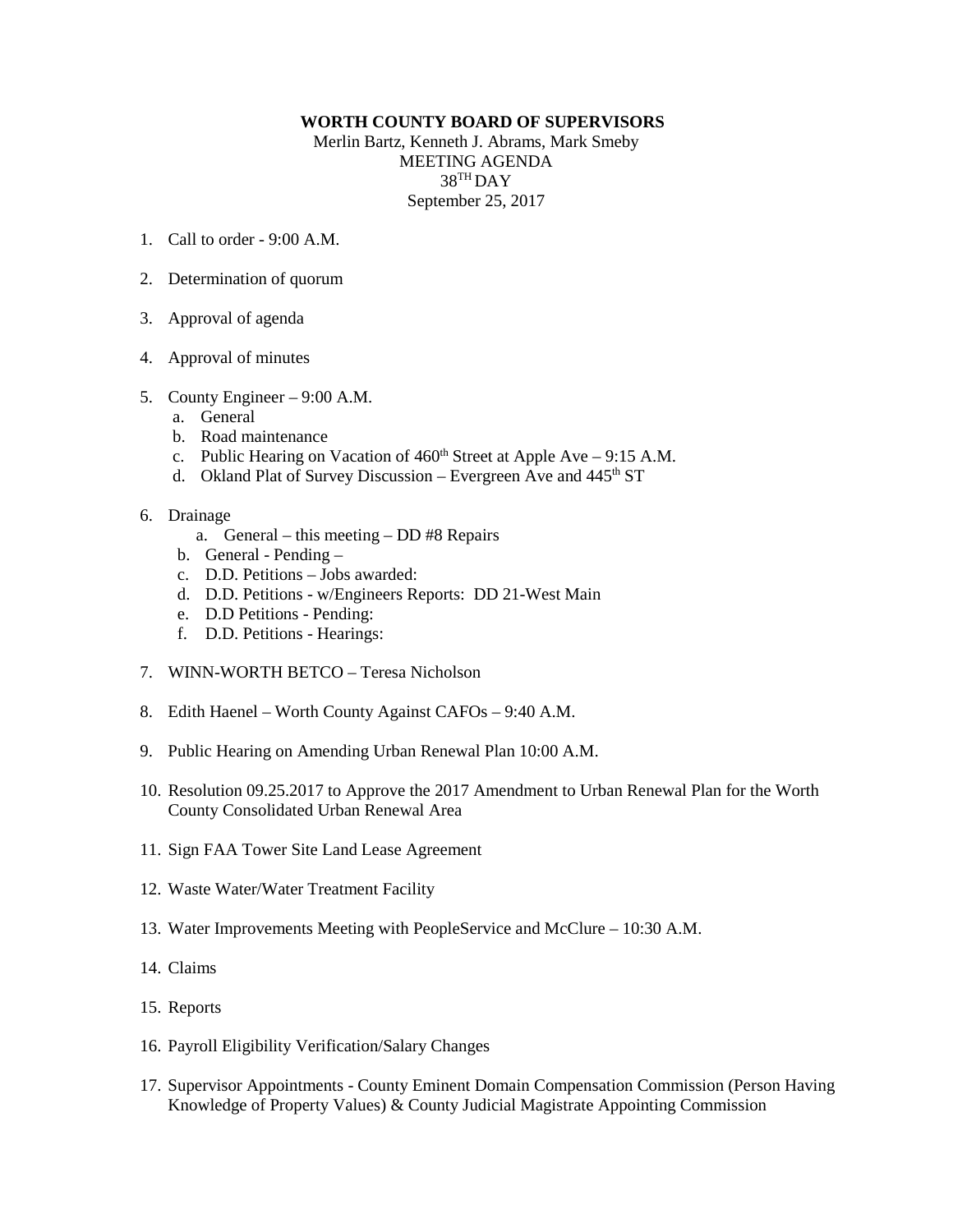**WORTH COUNTY BOARD OF SUPERVISORS**

Merlin Bartz, Kenneth J. Abrams, Mark Smeby

MEETING AGENDA

38TH DAY

September 25, 2017

1. Call to order - 9:00 A.M.

2. Determination of quorum

3. Approval of agenda

4. Approval of minutes

5. County Engineer – 9:00 A.M.
   a. General
   b. Road maintenance
   c. Public Hearing on Vacation of 460th Street at Apple Ave – 9:15 A.M.
   d. Okland Plat of Survey Discussion – Evergreen Ave and 445th ST

6. Drainage
   a. General – this meeting – DD #8 Repairs
   b. General - Pending –
   c. D.D. Petitions – Jobs awarded:
   d. D.D. Petitions - w/Engineers Reports: DD 21-West Main
   e. D.D Petitions - Pending:
   f. D.D. Petitions - Hearings:

7. WINN-WORTH BETCO – Teresa Nicholson

8. Edith Haenel – Worth County Against CAFOs – 9:40 A.M.

9. Public Hearing on Amending Urban Renewal Plan 10:00 A.M.

10. Resolution 09.25.2017 to Approve the 2017 Amendment to Urban Renewal Plan for the Worth County Consolidated Urban Renewal Area

11. Sign FAA Tower Site Land Lease Agreement

12. Waste Water/Water Treatment Facility

13. Water Improvements Meeting with PeopleService and McClure – 10:30 A.M.

14. Claims

15. Reports

16. Payroll Eligibility Verification/Salary Changes

17. Supervisor Appointments - County Eminent Domain Compensation Commission (Person Having Knowledge of Property Values) & County Judicial Magistrate Appointing Commission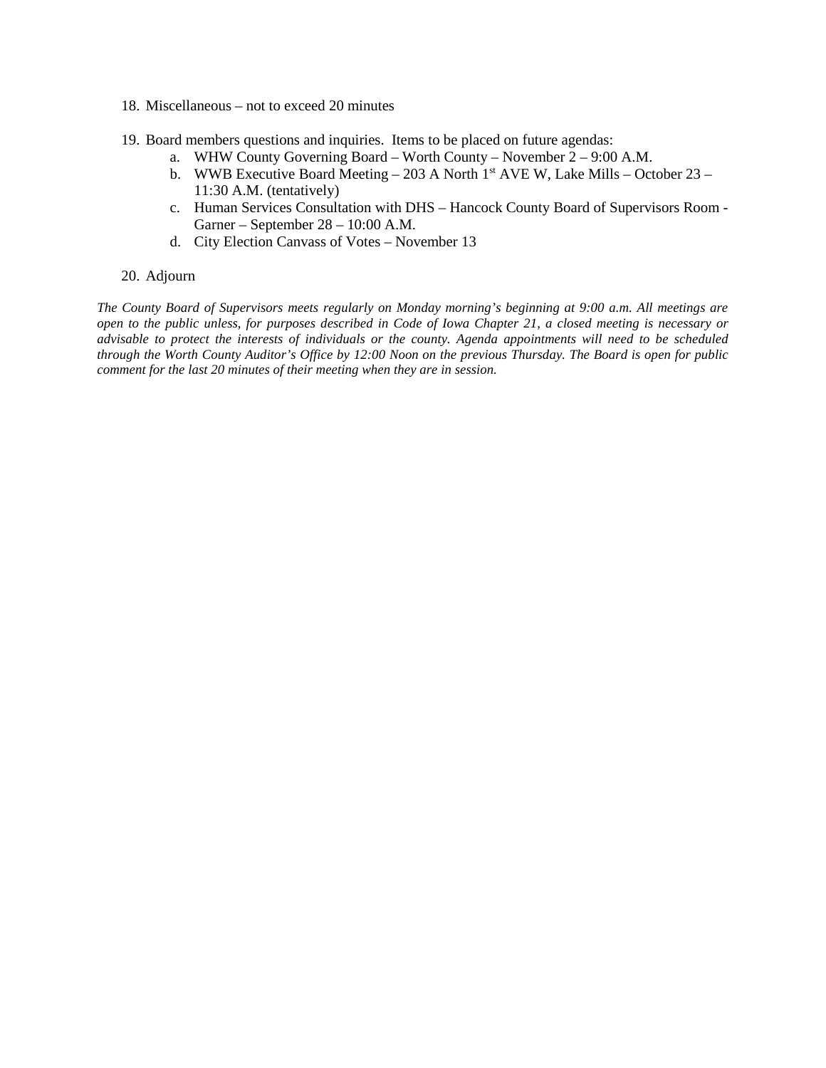18. Miscellaneous – not to exceed 20 minutes

19. Board members questions and inquiries. Items to be placed on future agendas:
    a. WHW County Governing Board – Worth County – November 2 – 9:00 A.M.
    b. WWB Executive Board Meeting – 203 A North 1st AVE W, Lake Mills – October 23 – 11:30 A.M. (tentatively)
    c. Human Services Consultation with DHS – Hancock County Board of Supervisors Room - Garner – September 28 – 10:00 A.M.
    d. City Election Canvass of Votes – November 13

20. Adjourn

*The County Board of Supervisors meets regularly on Monday morning's beginning at 9:00 a.m. All meetings are open to the public unless, for purposes described in Code of Iowa Chapter 21, a closed meeting is necessary or advisable to protect the interests of individuals or the county. Agenda appointments will need to be scheduled through the Worth County Auditor's Office by 12:00 Noon on the previous Thursday. The Board is open for public comment for the last 20 minutes of their meeting when they are in session.*